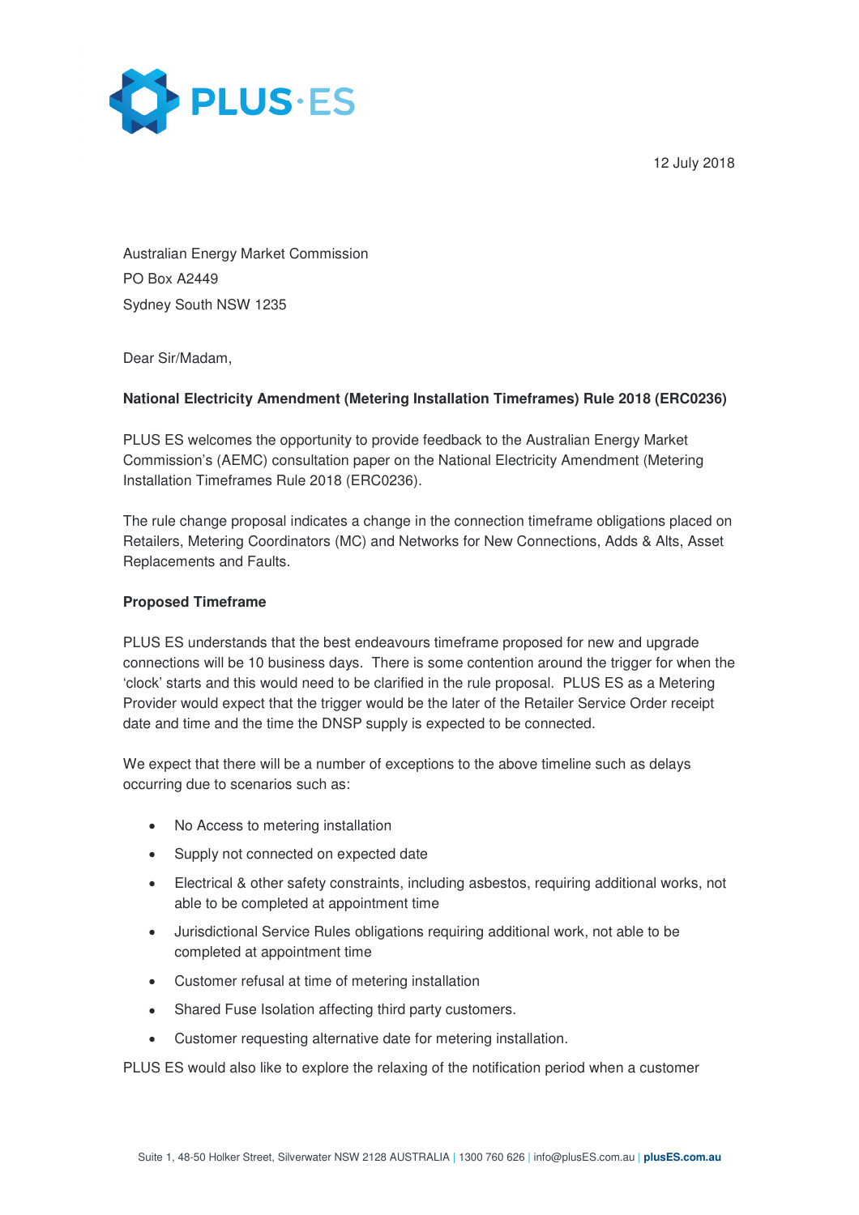PLUS·ES

12 July 2018

Australian Energy Market Commission
PO Box A2449
Sydney South NSW 1235

Dear Sir/Madam,

**National Electricity Amendment (Metering Installation Timeframes) Rule 2018 (ERC0236)**

PLUS ES welcomes the opportunity to provide feedback to the Australian Energy Market Commission's (AEMC) consultation paper on the National Electricity Amendment (Metering Installation Timeframes Rule 2018 (ERC0236).

The rule change proposal indicates a change in the connection timeframe obligations placed on Retailers, Metering Coordinators (MC) and Networks for New Connections, Adds & Alts, Asset Replacements and Faults.

**Proposed Timeframe**

PLUS ES understands that the best endeavours timeframe proposed for new and upgrade connections will be 10 business days. There is some contention around the trigger for when the 'clock' starts and this would need to be clarified in the rule proposal. PLUS ES as a Metering Provider would expect that the trigger would be the later of the Retailer Service Order receipt date and time and the time the DNSP supply is expected to be connected.

We expect that there will be a number of exceptions to the above timeline such as delays occurring due to scenarios such as:

- No Access to metering installation
- Supply not connected on expected date
- Electrical & other safety constraints, including asbestos, requiring additional works, not able to be completed at appointment time
- Jurisdictional Service Rules obligations requiring additional work, not able to be completed at appointment time
- Customer refusal at time of metering installation
- Shared Fuse Isolation affecting third party customers.
- Customer requesting alternative date for metering installation.

PLUS ES would also like to explore the relaxing of the notification period when a customer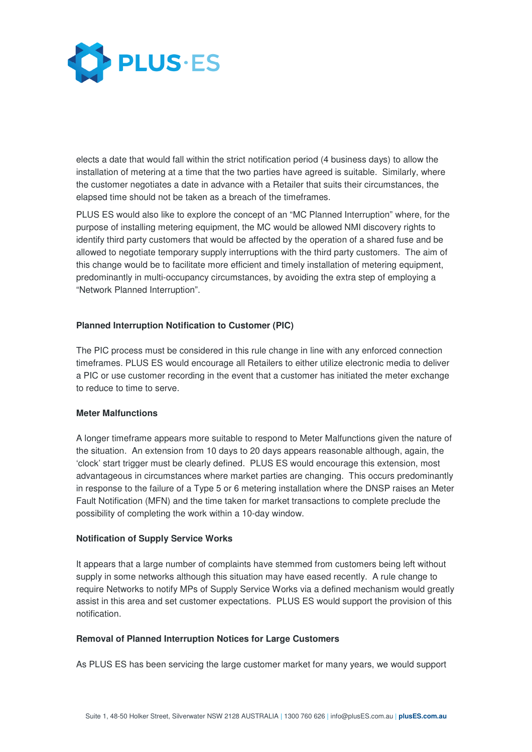elects a date that would fall within the strict notification period (4 business days) to allow the installation of metering at a time that the two parties have agreed is suitable. Similarly, where the customer negotiates a date in advance with a Retailer that suits their circumstances, the elapsed time should not be taken as a breach of the timeframes.

PLUS ES would also like to explore the concept of an "MC Planned Interruption" where, for the purpose of installing metering equipment, the MC would be allowed NMI discovery rights to identify third party customers that would be affected by the operation of a shared fuse and be allowed to negotiate temporary supply interruptions with the third party customers. The aim of this change would be to facilitate more efficient and timely installation of metering equipment, predominantly in multi-occupancy circumstances, by avoiding the extra step of employing a "Network Planned Interruption".

**Planned Interruption Notification to Customer (PIC)**

The PIC process must be considered in this rule change in line with any enforced connection timeframes. PLUS ES would encourage all Retailers to either utilize electronic media to deliver a PIC or use customer recording in the event that a customer has initiated the meter exchange to reduce to time to serve.

**Meter Malfunctions**

A longer timeframe appears more suitable to respond to Meter Malfunctions given the nature of the situation. An extension from 10 days to 20 days appears reasonable although, again, the 'clock' start trigger must be clearly defined. PLUS ES would encourage this extension, most advantageous in circumstances where market parties are changing. This occurs predominantly in response to the failure of a Type 5 or 6 metering installation where the DNSP raises an Meter Fault Notification (MFN) and the time taken for market transactions to complete preclude the possibility of completing the work within a 10-day window.

**Notification of Supply Service Works**

It appears that a large number of complaints have stemmed from customers being left without supply in some networks although this situation may have eased recently. A rule change to require Networks to notify MPs of Supply Service Works via a defined mechanism would greatly assist in this area and set customer expectations. PLUS ES would support the provision of this notification.

**Removal of Planned Interruption Notices for Large Customers**

As PLUS ES has been servicing the large customer market for many years, we would support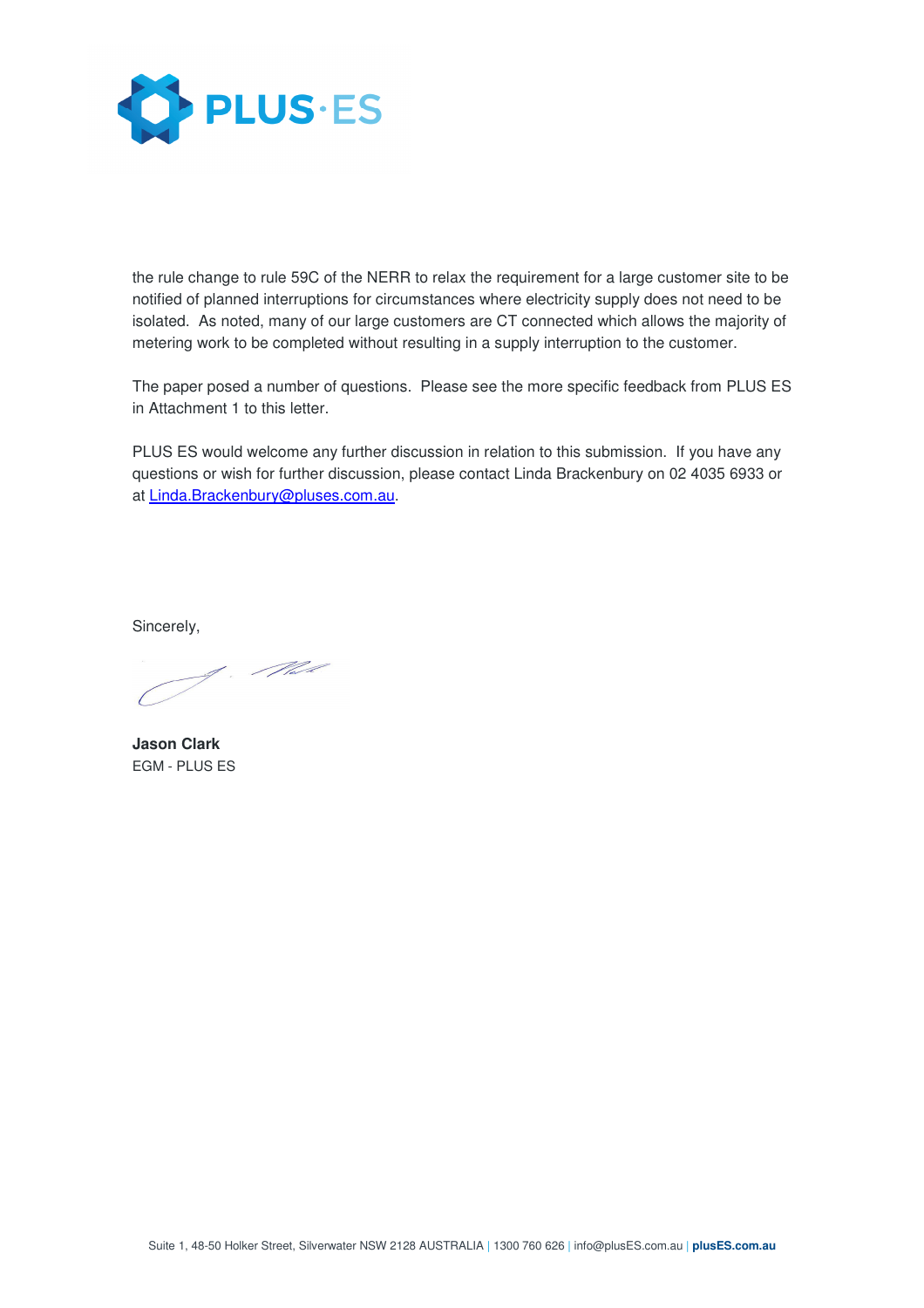the rule change to rule 59C of the NERR to relax the requirement for a large customer site to be notified of planned interruptions for circumstances where electricity supply does not need to be isolated. As noted, many of our large customers are CT connected which allows the majority of metering work to be completed without resulting in a supply interruption to the customer.

The paper posed a number of questions. Please see the more specific feedback from PLUS ES in Attachment 1 to this letter.

PLUS ES would welcome any further discussion in relation to this submission. If you have any questions or wish for further discussion, please contact Linda Brackenbury on 02 4035 6933 or at Linda.Brackenbury@pluses.com.au.

Sincerely,

**Jason Clark**
EGM - PLUS ES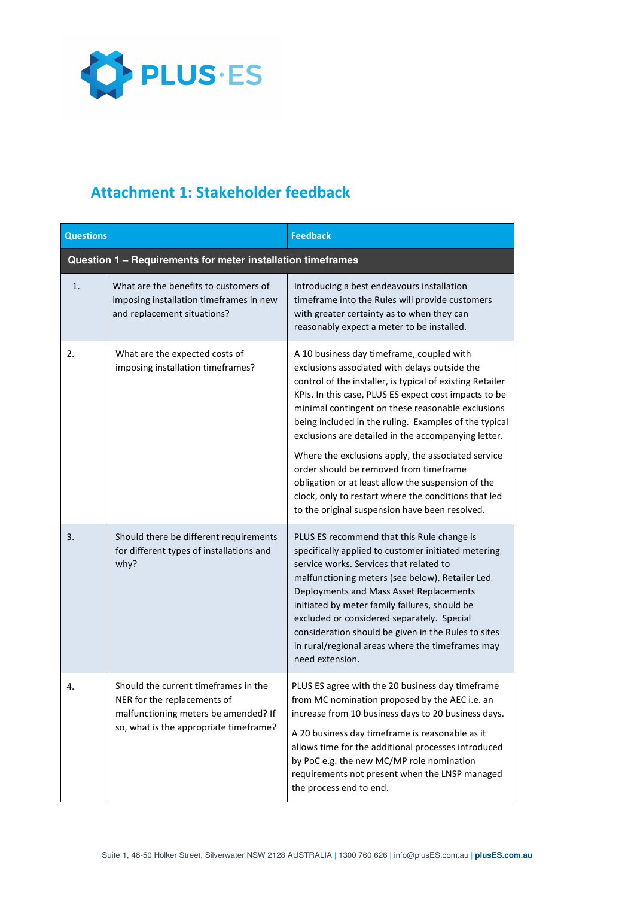## Attachment 1: Stakeholder feedback

| Questions | | Feedback |
|---|---|---|
| **Question 1 – Requirements for meter installation timeframes** | | |
| 1. | What are the benefits to customers of imposing installation timeframes in new and replacement situations? | Introducing a best endeavours installation timeframe into the Rules will provide customers with greater certainty as to when they can reasonably expect a meter to be installed. |
| 2. | What are the expected costs of imposing installation timeframes? | A 10 business day timeframe, coupled with exclusions associated with delays outside the control of the installer, is typical of existing Retailer KPIs. In this case, PLUS ES expect cost impacts to be minimal contingent on these reasonable exclusions being included in the ruling. Examples of the typical exclusions are detailed in the accompanying letter.<br><br>Where the exclusions apply, the associated service order should be removed from timeframe obligation or at least allow the suspension of the clock, only to restart where the conditions that led to the original suspension have been resolved. |
| 3. | Should there be different requirements for different types of installations and why? | PLUS ES recommend that this Rule change is specifically applied to customer initiated metering service works. Services that related to malfunctioning meters (see below), Retailer Led Deployments and Mass Asset Replacements initiated by meter family failures, should be excluded or considered separately. Special consideration should be given in the Rules to sites in rural/regional areas where the timeframes may need extension. |
| 4. | Should the current timeframes in the NER for the replacements of malfunctioning meters be amended? If so, what is the appropriate timeframe? | PLUS ES agree with the 20 business day timeframe from MC nomination proposed by the AEC i.e. an increase from 10 business days to 20 business days.<br><br>A 20 business day timeframe is reasonable as it allows time for the additional processes introduced by PoC e.g. the new MC/MP role nomination requirements not present when the LNSP managed the process end to end. |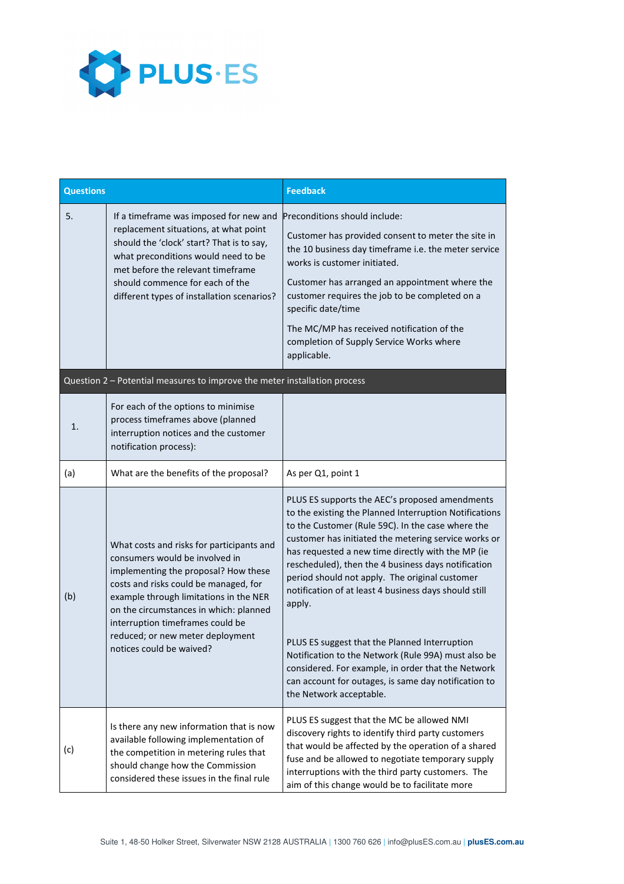| Questions | | Feedback |
|---|---|---|
| 5. | If a timeframe was imposed for new and replacement situations, at what point should the 'clock' start? That is to say, what preconditions would need to be met before the relevant timeframe should commence for each of the different types of installation scenarios? | Preconditions should include:<br><br>Customer has provided consent to meter the site in the 10 business day timeframe i.e. the meter service works is customer initiated.<br><br>Customer has arranged an appointment where the customer requires the job to be completed on a specific date/time<br><br>The MC/MP has received notification of the completion of Supply Service Works where applicable. |
| **Question 2 – Potential measures to improve the meter installation process** | | |
| 1. | For each of the options to minimise process timeframes above (planned interruption notices and the customer notification process): | |
| (a) | What are the benefits of the proposal? | As per Q1, point 1 |
| (b) | What costs and risks for participants and consumers would be involved in implementing the proposal? How these costs and risks could be managed, for example through limitations in the NER on the circumstances in which: planned interruption timeframes could be reduced; or new meter deployment notices could be waived? | PLUS ES supports the AEC's proposed amendments to the existing the Planned Interruption Notifications to the Customer (Rule 59C). In the case where the customer has initiated the metering service works or has requested a new time directly with the MP (ie rescheduled), then the 4 business days notification period should not apply. The original customer notification of at least 4 business days should still apply.<br><br>PLUS ES suggest that the Planned Interruption Notification to the Network (Rule 99A) must also be considered. For example, in order that the Network can account for outages, is same day notification to the Network acceptable. |
| (c) | Is there any new information that is now available following implementation of the competition in metering rules that should change how the Commission considered these issues in the final rule | PLUS ES suggest that the MC be allowed NMI discovery rights to identify third party customers that would be affected by the operation of a shared fuse and be allowed to negotiate temporary supply interruptions with the third party customers. The aim of this change would be to facilitate more |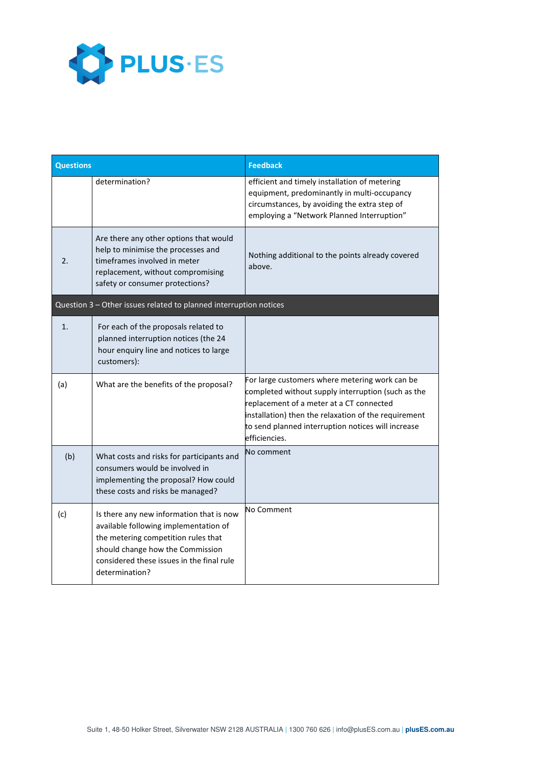| Questions | | Feedback |
|---|---|---|
| | determination? | efficient and timely installation of metering equipment, predominantly in multi-occupancy circumstances, by avoiding the extra step of employing a "Network Planned Interruption" |
| 2. | Are there any other options that would help to minimise the processes and timeframes involved in meter replacement, without compromising safety or consumer protections? | Nothing additional to the points already covered above. |
| Question 3 – Other issues related to planned interruption notices | | |
| 1. | For each of the proposals related to planned interruption notices (the 24 hour enquiry line and notices to large customers): | |
| (a) | What are the benefits of the proposal? | For large customers where metering work can be completed without supply interruption (such as the replacement of a meter at a CT connected installation) then the relaxation of the requirement to send planned interruption notices will increase efficiencies. |
| (b) | What costs and risks for participants and consumers would be involved in implementing the proposal? How could these costs and risks be managed? | No comment |
| (c) | Is there any new information that is now available following implementation of the metering competition rules that should change how the Commission considered these issues in the final rule determination? | No Comment |

Suite 1, 48-50 Holker Street, Silverwater NSW 2128 AUSTRALIA | 1300 760 626 | info@plusES.com.au | **plusES.com.au**